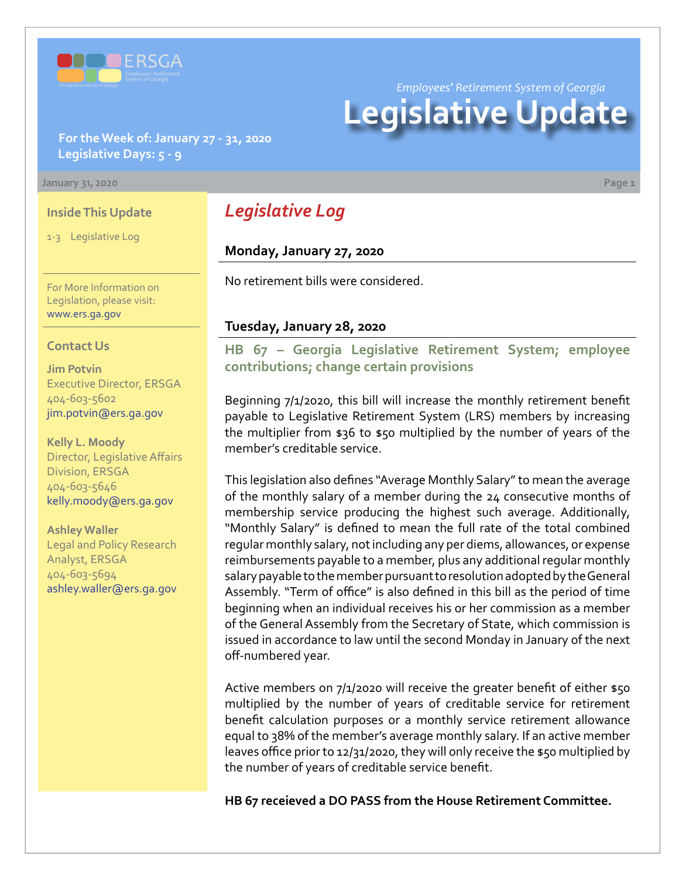Employees' Retirement System of Georgia

# Legislative Update

**For the Week of: January 27 - 31, 2020**
**Legislative Days: 5 - 9**

January 31, 2020

### Inside This Update

1-3 Legislative Log

For More Information on Legislation, please visit: www.ers.ga.gov

### Contact Us

**Jim Potvin**
Executive Director, ERSGA
404-603-5602
jim.potvin@ers.ga.gov

**Kelly L. Moody**
Director, Legislative Affairs Division, ERSGA
404-603-5646
kelly.moody@ers.ga.gov

**Ashley Waller**
Legal and Policy Research Analyst, ERSGA
404-603-5694
ashley.waller@ers.ga.gov

## *Legislative Log*

### Monday, January 27, 2020

No retirement bills were considered.

### Tuesday, January 28, 2020

**HB 67 – Georgia Legislative Retirement System; employee contributions; change certain provisions**

Beginning 7/1/2020, this bill will increase the monthly retirement benefit payable to Legislative Retirement System (LRS) members by increasing the multiplier from $36 to $50 multiplied by the number of years of the member's creditable service.

This legislation also defines "Average Monthly Salary" to mean the average of the monthly salary of a member during the 24 consecutive months of membership service producing the highest such average. Additionally, "Monthly Salary" is defined to mean the full rate of the total combined regular monthly salary, not including any per diems, allowances, or expense reimbursements payable to a member, plus any additional regular monthly salary payable to the member pursuant to resolution adopted by the General Assembly. "Term of office" is also defined in this bill as the period of time beginning when an individual receives his or her commission as a member of the General Assembly from the Secretary of State, which commission is issued in accordance to law until the second Monday in January of the next off-numbered year.

Active members on 7/1/2020 will receive the greater benefit of either $50 multiplied by the number of years of creditable service for retirement benefit calculation purposes or a monthly service retirement allowance equal to 38% of the member's average monthly salary. If an active member leaves office prior to 12/31/2020, they will only receive the $50 multiplied by the number of years of creditable service benefit.

**HB 67 receieved a DO PASS from the House Retirement Committee.**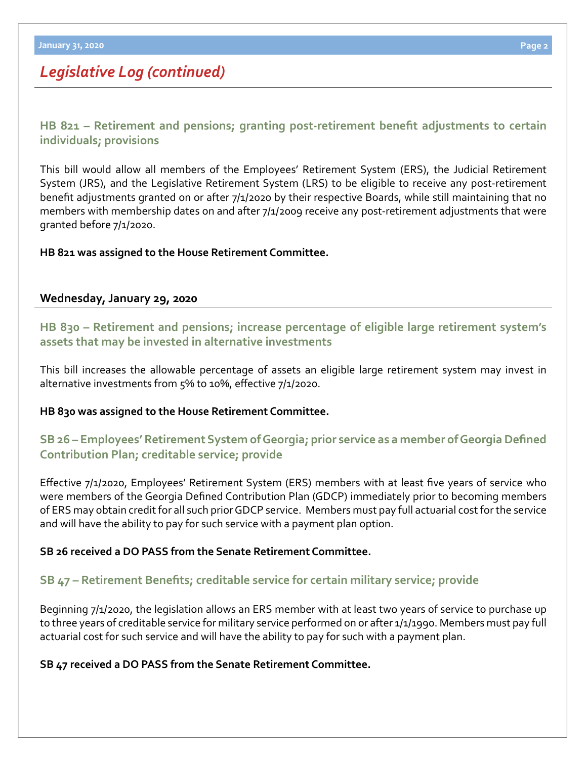## *Legislative Log (continued)*

### HB 821 – Retirement and pensions; granting post-retirement benefit adjustments to certain individuals; provisions

This bill would allow all members of the Employees' Retirement System (ERS), the Judicial Retirement System (JRS), and the Legislative Retirement System (LRS) to be eligible to receive any post-retirement benefit adjustments granted on or after 7/1/2020 by their respective Boards, while still maintaining that no members with membership dates on and after 7/1/2009 receive any post-retirement adjustments that were granted before 7/1/2020.

**HB 821 was assigned to the House Retirement Committee.**

**Wednesday, January 29, 2020**

### HB 830 – Retirement and pensions; increase percentage of eligible large retirement system's assets that may be invested in alternative investments

This bill increases the allowable percentage of assets an eligible large retirement system may invest in alternative investments from 5% to 10%, effective 7/1/2020.

**HB 830 was assigned to the House Retirement Committee.**

### SB 26 – Employees' Retirement System of Georgia; prior service as a member of Georgia Defined Contribution Plan; creditable service; provide

Effective 7/1/2020, Employees' Retirement System (ERS) members with at least five years of service who were members of the Georgia Defined Contribution Plan (GDCP) immediately prior to becoming members of ERS may obtain credit for all such prior GDCP service. Members must pay full actuarial cost for the service and will have the ability to pay for such service with a payment plan option.

**SB 26 received a DO PASS from the Senate Retirement Committee.**

### SB 47 – Retirement Benefits; creditable service for certain military service; provide

Beginning 7/1/2020, the legislation allows an ERS member with at least two years of service to purchase up to three years of creditable service for military service performed on or after 1/1/1990. Members must pay full actuarial cost for such service and will have the ability to pay for such with a payment plan.

**SB 47 received a DO PASS from the Senate Retirement Committee.**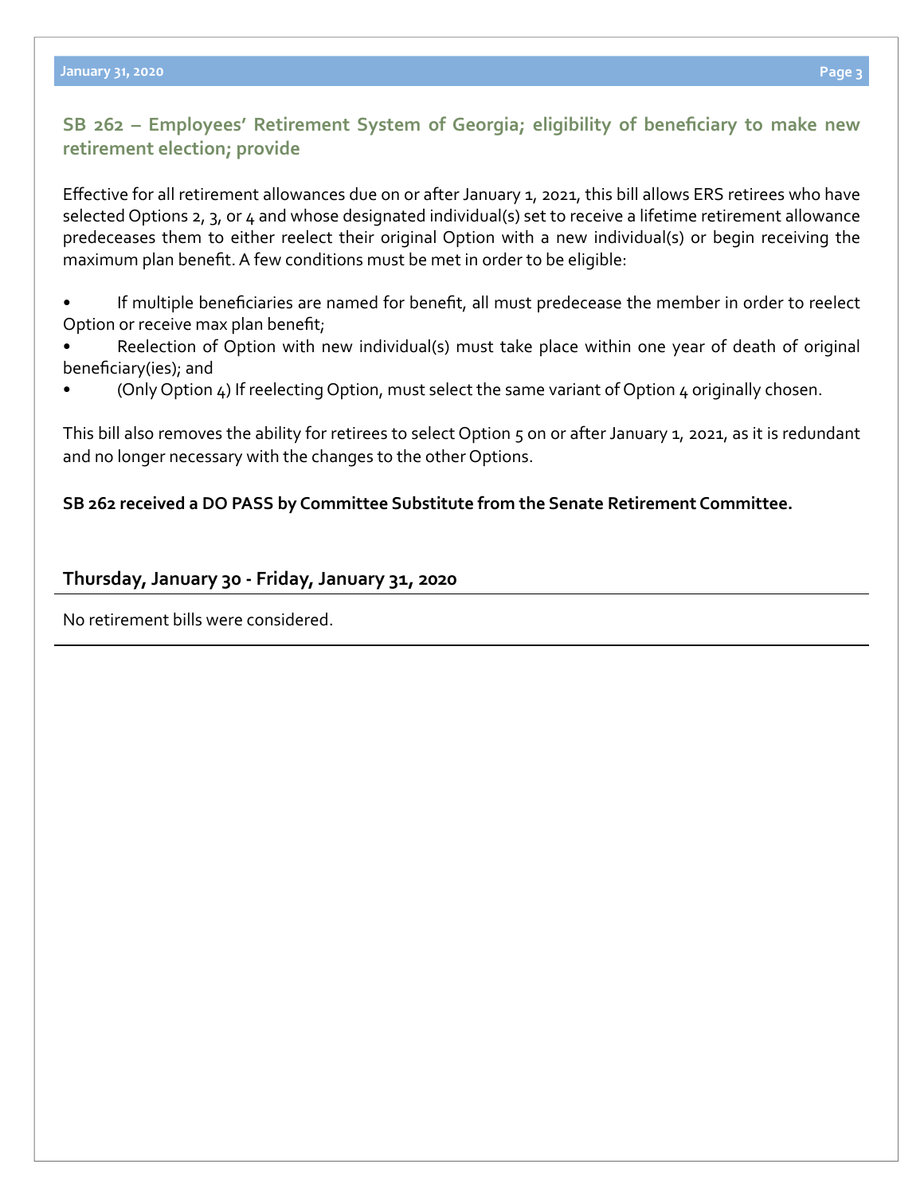## SB 262 – Employees' Retirement System of Georgia; eligibility of beneficiary to make new retirement election; provide

Effective for all retirement allowances due on or after January 1, 2021, this bill allows ERS retirees who have selected Options 2, 3, or 4 and whose designated individual(s) set to receive a lifetime retirement allowance predeceases them to either reelect their original Option with a new individual(s) or begin receiving the maximum plan benefit. A few conditions must be met in order to be eligible:

- If multiple beneficiaries are named for benefit, all must predecease the member in order to reelect Option or receive max plan benefit;
- Reelection of Option with new individual(s) must take place within one year of death of original beneficiary(ies); and
- (Only Option 4) If reelecting Option, must select the same variant of Option 4 originally chosen.

This bill also removes the ability for retirees to select Option 5 on or after January 1, 2021, as it is redundant and no longer necessary with the changes to the other Options.

**SB 262 received a DO PASS by Committee Substitute from the Senate Retirement Committee.**

### Thursday, January 30 - Friday, January 31, 2020

No retirement bills were considered.